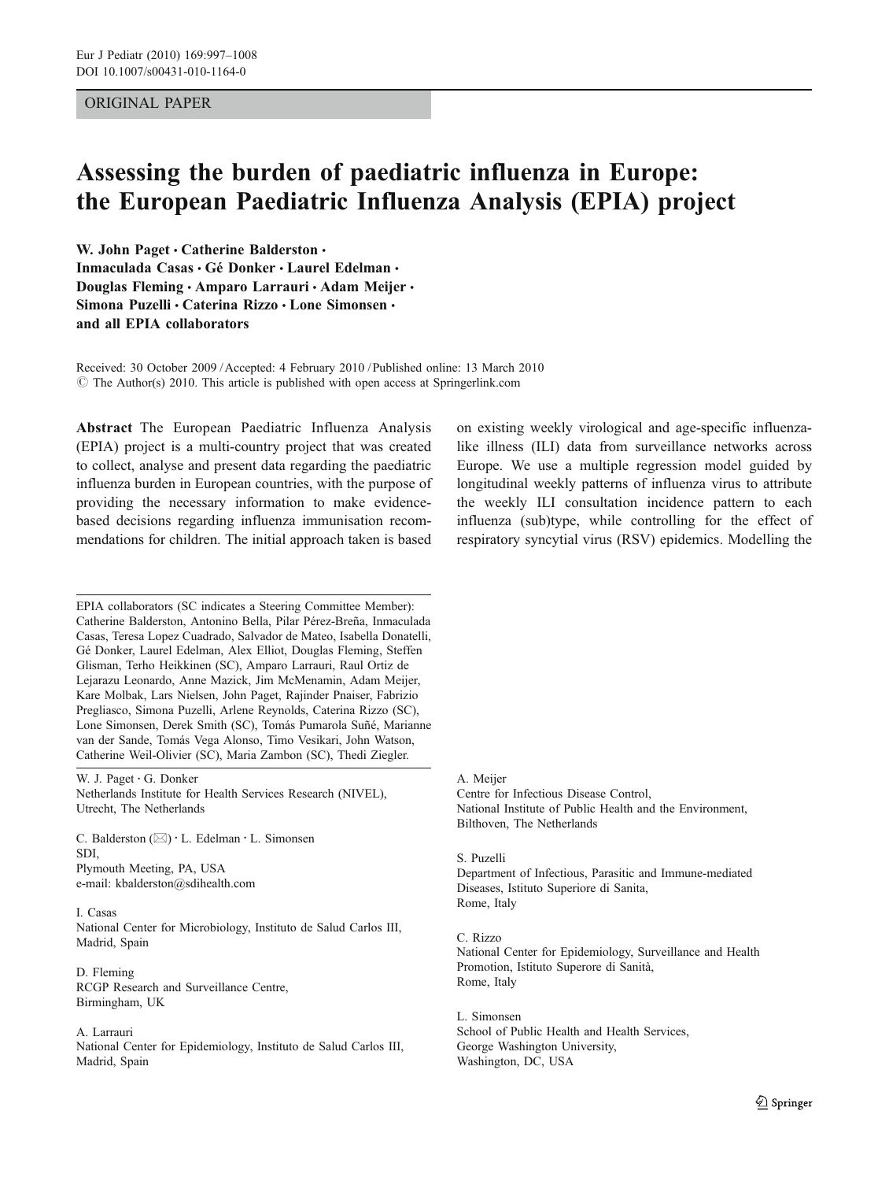ORIGINAL PAPER

# Assessing the burden of paediatric influenza in Europe: the European Paediatric Influenza Analysis (EPIA) project

W. John Paget · Catherine Balderston · Inmaculada Casas · Gé Donker · Laurel Edelman · Douglas Fleming · Amparo Larrauri · Adam Meijer · Simona Puzelli · Caterina Rizzo · Lone Simonsen · and all EPIA collaborators

Received: 30 October 2009 / Accepted: 4 February 2010 / Published online: 13 March 2010
© The Author(s) 2010. This article is published with open access at Springerlink.com

**Abstract** The European Paediatric Influenza Analysis (EPIA) project is a multi-country project that was created to collect, analyse and present data regarding the paediatric influenza burden in European countries, with the purpose of providing the necessary information to make evidence-based decisions regarding influenza immunisation recommendations for children. The initial approach taken is based on existing weekly virological and age-specific influenza-like illness (ILI) data from surveillance networks across Europe. We use a multiple regression model guided by longitudinal weekly patterns of influenza virus to attribute the weekly ILI consultation incidence pattern to each influenza (sub)type, while controlling for the effect of respiratory syncytial virus (RSV) epidemics. Modelling the

EPIA collaborators (SC indicates a Steering Committee Member): Catherine Balderston, Antonino Bella, Pilar Pérez-Breña, Inmaculada Casas, Teresa Lopez Cuadrado, Salvador de Mateo, Isabella Donatelli, Gé Donker, Laurel Edelman, Alex Elliot, Douglas Fleming, Steffen Glisman, Terho Heikkinen (SC), Amparo Larrauri, Raul Ortiz de Lejarazu Leonardo, Anne Mazick, Jim McMenamin, Adam Meijer, Kare Molbak, Lars Nielsen, John Paget, Rajinder Pnaiser, Fabrizio Pregliasco, Simona Puzelli, Arlene Reynolds, Caterina Rizzo (SC), Lone Simonsen, Derek Smith (SC), Tomás Pumarola Suñé, Marianne van der Sande, Tomás Vega Alonso, Timo Vesikari, John Watson, Catherine Weil-Olivier (SC), Maria Zambon (SC), Thedi Ziegler.

W. J. Paget · G. Donker
Netherlands Institute for Health Services Research (NIVEL), Utrecht, The Netherlands

C. Balderston (✉) · L. Edelman · L. Simonsen
SDI,
Plymouth Meeting, PA, USA
e-mail: kbalderston@sdihealth.com

I. Casas
National Center for Microbiology, Instituto de Salud Carlos III, Madrid, Spain

D. Fleming
RCGP Research and Surveillance Centre, Birmingham, UK

A. Larrauri
National Center for Epidemiology, Instituto de Salud Carlos III, Madrid, Spain

A. Meijer
Centre for Infectious Disease Control, National Institute of Public Health and the Environment, Bilthoven, The Netherlands

S. Puzelli
Department of Infectious, Parasitic and Immune-mediated Diseases, Istituto Superiore di Sanita, Rome, Italy

C. Rizzo
National Center for Epidemiology, Surveillance and Health Promotion, Istituto Superore di Sanità, Rome, Italy

L. Simonsen
School of Public Health and Health Services, George Washington University, Washington, DC, USA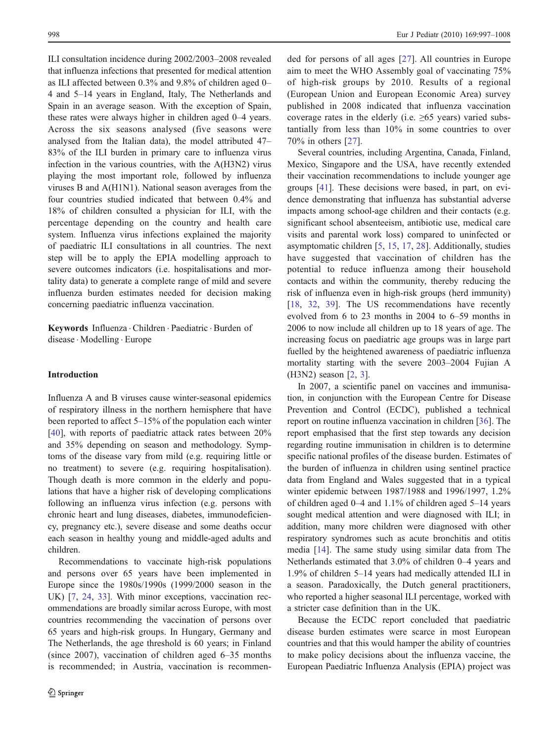ILI consultation incidence during 2002/2003–2008 revealed that influenza infections that presented for medical attention as ILI affected between 0.3% and 9.8% of children aged 0–4 and 5–14 years in England, Italy, The Netherlands and Spain in an average season. With the exception of Spain, these rates were always higher in children aged 0–4 years. Across the six seasons analysed (five seasons were analysed from the Italian data), the model attributed 47–83% of the ILI burden in primary care to influenza virus infection in the various countries, with the A(H3N2) virus playing the most important role, followed by influenza viruses B and A(H1N1). National season averages from the four countries studied indicated that between 0.4% and 18% of children consulted a physician for ILI, with the percentage depending on the country and health care system. Influenza virus infections explained the majority of paediatric ILI consultations in all countries. The next step will be to apply the EPIA modelling approach to severe outcomes indicators (i.e. hospitalisations and mortality data) to generate a complete range of mild and severe influenza burden estimates needed for decision making concerning paediatric influenza vaccination.

**Keywords** Influenza · Children · Paediatric · Burden of disease · Modelling · Europe

## Introduction

Influenza A and B viruses cause winter-seasonal epidemics of respiratory illness in the northern hemisphere that have been reported to affect 5–15% of the population each winter [40], with reports of paediatric attack rates between 20% and 35% depending on season and methodology. Symptoms of the disease vary from mild (e.g. requiring little or no treatment) to severe (e.g. requiring hospitalisation). Though death is more common in the elderly and populations that have a higher risk of developing complications following an influenza virus infection (e.g. persons with chronic heart and lung diseases, diabetes, immunodeficiency, pregnancy etc.), severe disease and some deaths occur each season in healthy young and middle-aged adults and children.

Recommendations to vaccinate high-risk populations and persons over 65 years have been implemented in Europe since the 1980s/1990s (1999/2000 season in the UK) [7, 24, 33]. With minor exceptions, vaccination recommendations are broadly similar across Europe, with most countries recommending the vaccination of persons over 65 years and high-risk groups. In Hungary, Germany and The Netherlands, the age threshold is 60 years; in Finland (since 2007), vaccination of children aged 6–35 months is recommended; in Austria, vaccination is recommended for persons of all ages [27]. All countries in Europe aim to meet the WHO Assembly goal of vaccinating 75% of high-risk groups by 2010. Results of a regional (European Union and European Economic Area) survey published in 2008 indicated that influenza vaccination coverage rates in the elderly (i.e. ≥65 years) varied substantially from less than 10% in some countries to over 70% in others [27].

Several countries, including Argentina, Canada, Finland, Mexico, Singapore and the USA, have recently extended their vaccination recommendations to include younger age groups [41]. These decisions were based, in part, on evidence demonstrating that influenza has substantial adverse impacts among school-age children and their contacts (e.g. significant school absenteeism, antibiotic use, medical care visits and parental work loss) compared to uninfected or asymptomatic children [5, 15, 17, 28]. Additionally, studies have suggested that vaccination of children has the potential to reduce influenza among their household contacts and within the community, thereby reducing the risk of influenza even in high-risk groups (herd immunity) [18, 32, 39]. The US recommendations have recently evolved from 6 to 23 months in 2004 to 6–59 months in 2006 to now include all children up to 18 years of age. The increasing focus on paediatric age groups was in large part fuelled by the heightened awareness of paediatric influenza mortality starting with the severe 2003–2004 Fujian A (H3N2) season [2, 3].

In 2007, a scientific panel on vaccines and immunisation, in conjunction with the European Centre for Disease Prevention and Control (ECDC), published a technical report on routine influenza vaccination in children [36]. The report emphasised that the first step towards any decision regarding routine immunisation in children is to determine specific national profiles of the disease burden. Estimates of the burden of influenza in children using sentinel practice data from England and Wales suggested that in a typical winter epidemic between 1987/1988 and 1996/1997, 1.2% of children aged 0–4 and 1.1% of children aged 5–14 years sought medical attention and were diagnosed with ILI; in addition, many more children were diagnosed with other respiratory syndromes such as acute bronchitis and otitis media [14]. The same study using similar data from The Netherlands estimated that 3.0% of children 0–4 years and 1.9% of children 5–14 years had medically attended ILI in a season. Paradoxically, the Dutch general practitioners, who reported a higher seasonal ILI percentage, worked with a stricter case definition than in the UK.

Because the ECDC report concluded that paediatric disease burden estimates were scarce in most European countries and that this would hamper the ability of countries to make policy decisions about the influenza vaccine, the European Paediatric Influenza Analysis (EPIA) project was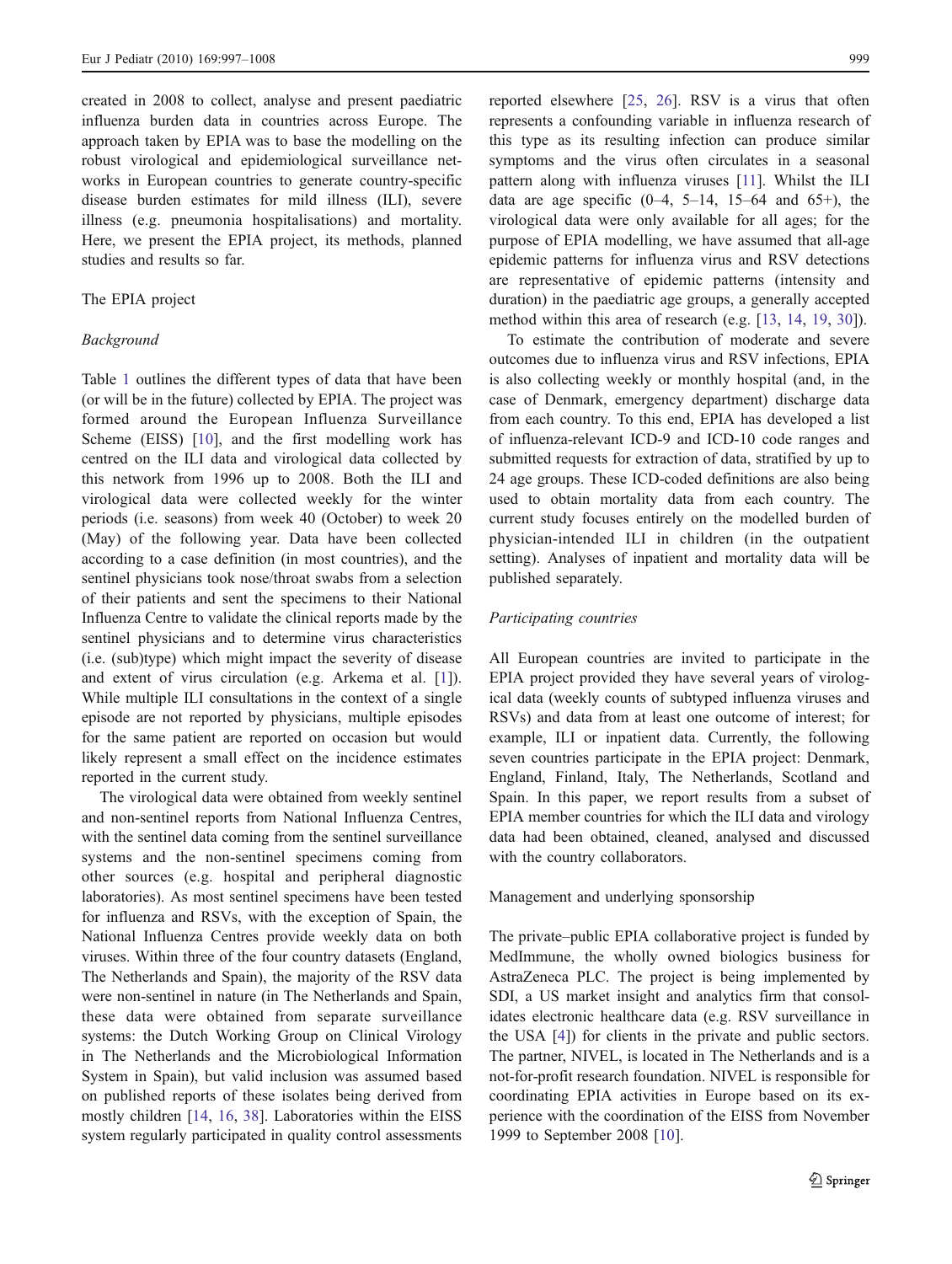created in 2008 to collect, analyse and present paediatric influenza burden data in countries across Europe. The approach taken by EPIA was to base the modelling on the robust virological and epidemiological surveillance networks in European countries to generate country-specific disease burden estimates for mild illness (ILI), severe illness (e.g. pneumonia hospitalisations) and mortality. Here, we present the EPIA project, its methods, planned studies and results so far.

## The EPIA project

### *Background*

Table 1 outlines the different types of data that have been (or will be in the future) collected by EPIA. The project was formed around the European Influenza Surveillance Scheme (EISS) [10], and the first modelling work has centred on the ILI data and virological data collected by this network from 1996 up to 2008. Both the ILI and virological data were collected weekly for the winter periods (i.e. seasons) from week 40 (October) to week 20 (May) of the following year. Data have been collected according to a case definition (in most countries), and the sentinel physicians took nose/throat swabs from a selection of their patients and sent the specimens to their National Influenza Centre to validate the clinical reports made by the sentinel physicians and to determine virus characteristics (i.e. (sub)type) which might impact the severity of disease and extent of virus circulation (e.g. Arkema et al. [1]). While multiple ILI consultations in the context of a single episode are not reported by physicians, multiple episodes for the same patient are reported on occasion but would likely represent a small effect on the incidence estimates reported in the current study.

The virological data were obtained from weekly sentinel and non-sentinel reports from National Influenza Centres, with the sentinel data coming from the sentinel surveillance systems and the non-sentinel specimens coming from other sources (e.g. hospital and peripheral diagnostic laboratories). As most sentinel specimens have been tested for influenza and RSVs, with the exception of Spain, the National Influenza Centres provide weekly data on both viruses. Within three of the four country datasets (England, The Netherlands and Spain), the majority of the RSV data were non-sentinel in nature (in The Netherlands and Spain, these data were obtained from separate surveillance systems: the Dutch Working Group on Clinical Virology in The Netherlands and the Microbiological Information System in Spain), but valid inclusion was assumed based on published reports of these isolates being derived from mostly children [14, 16, 38]. Laboratories within the EISS system regularly participated in quality control assessments reported elsewhere [25, 26]. RSV is a virus that often represents a confounding variable in influenza research of this type as its resulting infection can produce similar symptoms and the virus often circulates in a seasonal pattern along with influenza viruses [11]. Whilst the ILI data are age specific (0–4, 5–14, 15–64 and 65+), the virological data were only available for all ages; for the purpose of EPIA modelling, we have assumed that all-age epidemic patterns for influenza virus and RSV detections are representative of epidemic patterns (intensity and duration) in the paediatric age groups, a generally accepted method within this area of research (e.g. [13, 14, 19, 30]).

To estimate the contribution of moderate and severe outcomes due to influenza virus and RSV infections, EPIA is also collecting weekly or monthly hospital (and, in the case of Denmark, emergency department) discharge data from each country. To this end, EPIA has developed a list of influenza-relevant ICD-9 and ICD-10 code ranges and submitted requests for extraction of data, stratified by up to 24 age groups. These ICD-coded definitions are also being used to obtain mortality data from each country. The current study focuses entirely on the modelled burden of physician-intended ILI in children (in the outpatient setting). Analyses of inpatient and mortality data will be published separately.

### *Participating countries*

All European countries are invited to participate in the EPIA project provided they have several years of virological data (weekly counts of subtyped influenza viruses and RSVs) and data from at least one outcome of interest; for example, ILI or inpatient data. Currently, the following seven countries participate in the EPIA project: Denmark, England, Finland, Italy, The Netherlands, Scotland and Spain. In this paper, we report results from a subset of EPIA member countries for which the ILI data and virology data had been obtained, cleaned, analysed and discussed with the country collaborators.

### Management and underlying sponsorship

The private–public EPIA collaborative project is funded by MedImmune, the wholly owned biologics business for AstraZeneca PLC. The project is being implemented by SDI, a US market insight and analytics firm that consolidates electronic healthcare data (e.g. RSV surveillance in the USA [4]) for clients in the private and public sectors. The partner, NIVEL, is located in The Netherlands and is a not-for-profit research foundation. NIVEL is responsible for coordinating EPIA activities in Europe based on its experience with the coordination of the EISS from November 1999 to September 2008 [10].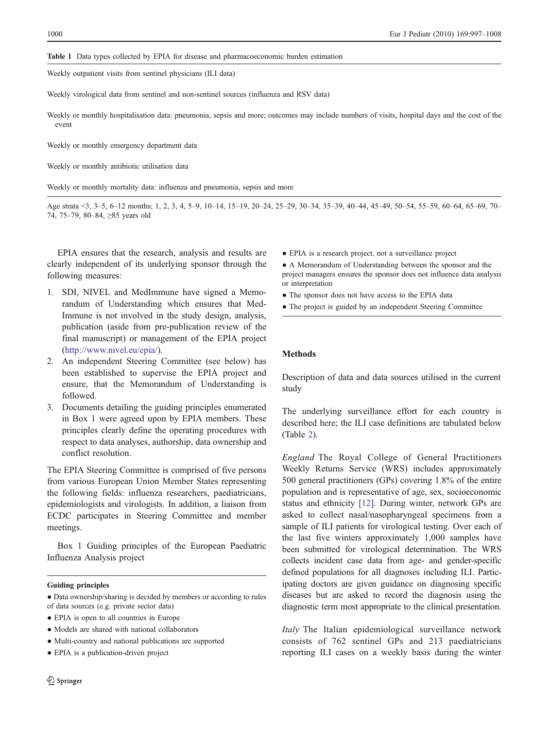**Table 1** Data types collected by EPIA for disease and pharmacoeconomic burden estimation

| |
|---|
| Weekly outpatient visits from sentinel physicians (ILI data) |
| Weekly virological data from sentinel and non-sentinel sources (influenza and RSV data) |
| Weekly or monthly hospitalisation data: pneumonia, sepsis and more; outcomes may include numbers of visits, hospital days and the cost of the event |
| Weekly or monthly emergency department data |
| Weekly or monthly antibiotic utilisation data |
| Weekly or monthly mortality data: influenza and pneumonia, sepsis and more |

Age strata <3, 3–5, 6–12 months; 1, 2, 3, 4, 5–9, 10–14, 15–19, 20–24, 25–29, 30–34, 35–39, 40–44, 45–49, 50–54, 55–59, 60–64, 65–69, 70–74, 75–79, 80–84, ≥85 years old

EPIA ensures that the research, analysis and results are clearly independent of its underlying sponsor through the following measures:

1. SDI, NIVEL and MedImmune have signed a Memorandum of Understanding which ensures that MedImmune is not involved in the study design, analysis, publication (aside from pre-publication review of the final manuscript) or management of the EPIA project (http://www.nivel.eu/epia/).
2. An independent Steering Committee (see below) has been established to supervise the EPIA project and ensure, that the Memorandum of Understanding is followed.
3. Documents detailing the guiding principles enumerated in Box 1 were agreed upon by EPIA members. These principles clearly define the operating procedures with respect to data analyses, authorship, data ownership and conflict resolution.

The EPIA Steering Committee is comprised of five persons from various European Union Member States representing the following fields: influenza researchers, paediatricians, epidemiologists and virologists. In addition, a liaison from ECDC participates in Steering Committee and member meetings.

Box 1 Guiding principles of the European Paediatric Influenza Analysis project

**Guiding principles**

- Data ownership/sharing is decided by members or according to rules of data sources (e.g. private sector data)
- EPIA is open to all countries in Europe
- Models are shared with national collaborators
- Multi-country and national publications are supported
- EPIA is a publication-driven project
- EPIA is a research project, not a surveillance project
- A Memorandum of Understanding between the sponsor and the project managers ensures the sponsor does not influence data analysis or interpretation
- The sponsor does not have access to the EPIA data
- The project is guided by an independent Steering Committee

## Methods

Description of data and data sources utilised in the current study

The underlying surveillance effort for each country is described here; the ILI case definitions are tabulated below (Table 2).

*England* The Royal College of General Practitioners Weekly Returns Service (WRS) includes approximately 500 general practitioners (GPs) covering 1.8% of the entire population and is representative of age, sex, socioeconomic status and ethnicity [12]. During winter, network GPs are asked to collect nasal/nasopharyngeal specimens from a sample of ILI patients for virological testing. Over each of the last five winters approximately 1,000 samples have been submitted for virological determination. The WRS collects incident case data from age- and gender-specific defined populations for all diagnoses including ILI. Participating doctors are given guidance on diagnosing specific diseases but are asked to record the diagnosis using the diagnostic term most appropriate to the clinical presentation.

*Italy* The Italian epidemiological surveillance network consists of 762 sentinel GPs and 213 paediatricians reporting ILI cases on a weekly basis during the winter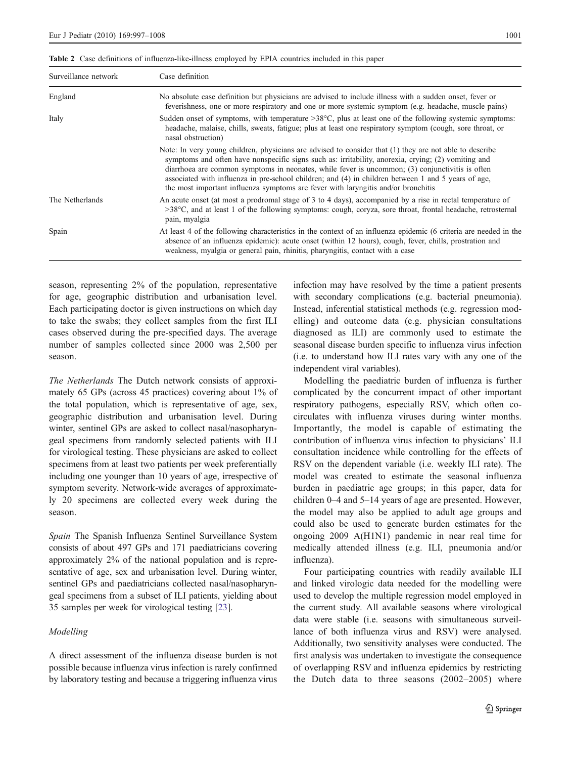**Table 2** Case definitions of influenza-like-illness employed by EPIA countries included in this paper

| Surveillance network | Case definition |
|---|---|
| England | No absolute case definition but physicians are advised to include illness with a sudden onset, fever or feverishness, one or more respiratory and one or more systemic symptom (e.g. headache, muscle pains) |
| Italy | Sudden onset of symptoms, with temperature >38°C, plus at least one of the following systemic symptoms: headache, malaise, chills, sweats, fatigue; plus at least one respiratory symptom (cough, sore throat, or nasal obstruction) |
| | Note: In very young children, physicians are advised to consider that (1) they are not able to describe symptoms and often have nonspecific signs such as: irritability, anorexia, crying; (2) vomiting and diarrhoea are common symptoms in neonates, while fever is uncommon; (3) conjunctivitis is often associated with influenza in pre-school children; and (4) in children between 1 and 5 years of age, the most important influenza symptoms are fever with laryngitis and/or bronchitis |
| The Netherlands | An acute onset (at most a prodromal stage of 3 to 4 days), accompanied by a rise in rectal temperature of >38°C, and at least 1 of the following symptoms: cough, coryza, sore throat, frontal headache, retrosternal pain, myalgia |
| Spain | At least 4 of the following characteristics in the context of an influenza epidemic (6 criteria are needed in the absence of an influenza epidemic): acute onset (within 12 hours), cough, fever, chills, prostration and weakness, myalgia or general pain, rhinitis, pharyngitis, contact with a case |

season, representing 2% of the population, representative for age, geographic distribution and urbanisation level. Each participating doctor is given instructions on which day to take the swabs; they collect samples from the first ILI cases observed during the pre-specified days. The average number of samples collected since 2000 was 2,500 per season.

*The Netherlands* The Dutch network consists of approximately 65 GPs (across 45 practices) covering about 1% of the total population, which is representative of age, sex, geographic distribution and urbanisation level. During winter, sentinel GPs are asked to collect nasal/nasopharyngeal specimens from randomly selected patients with ILI for virological testing. These physicians are asked to collect specimens from at least two patients per week preferentially including one younger than 10 years of age, irrespective of symptom severity. Network-wide averages of approximately 20 specimens are collected every week during the season.

*Spain* The Spanish Influenza Sentinel Surveillance System consists of about 497 GPs and 171 paediatricians covering approximately 2% of the national population and is representative of age, sex and urbanisation level. During winter, sentinel GPs and paediatricians collected nasal/nasopharyngeal specimens from a subset of ILI patients, yielding about 35 samples per week for virological testing [23].

*Modelling*

A direct assessment of the influenza disease burden is not possible because influenza virus infection is rarely confirmed by laboratory testing and because a triggering influenza virus infection may have resolved by the time a patient presents with secondary complications (e.g. bacterial pneumonia). Instead, inferential statistical methods (e.g. regression modelling) and outcome data (e.g. physician consultations diagnosed as ILI) are commonly used to estimate the seasonal disease burden specific to influenza virus infection (i.e. to understand how ILI rates vary with any one of the independent viral variables).

Modelling the paediatric burden of influenza is further complicated by the concurrent impact of other important respiratory pathogens, especially RSV, which often co-circulates with influenza viruses during winter months. Importantly, the model is capable of estimating the contribution of influenza virus infection to physicians' ILI consultation incidence while controlling for the effects of RSV on the dependent variable (i.e. weekly ILI rate). The model was created to estimate the seasonal influenza burden in paediatric age groups; in this paper, data for children 0–4 and 5–14 years of age are presented. However, the model may also be applied to adult age groups and could also be used to generate burden estimates for the ongoing 2009 A(H1N1) pandemic in near real time for medically attended illness (e.g. ILI, pneumonia and/or influenza).

Four participating countries with readily available ILI and linked virologic data needed for the modelling were used to develop the multiple regression model employed in the current study. All available seasons where virological data were stable (i.e. seasons with simultaneous surveillance of both influenza virus and RSV) were analysed. Additionally, two sensitivity analyses were conducted. The first analysis was undertaken to investigate the consequence of overlapping RSV and influenza epidemics by restricting the Dutch data to three seasons (2002–2005) where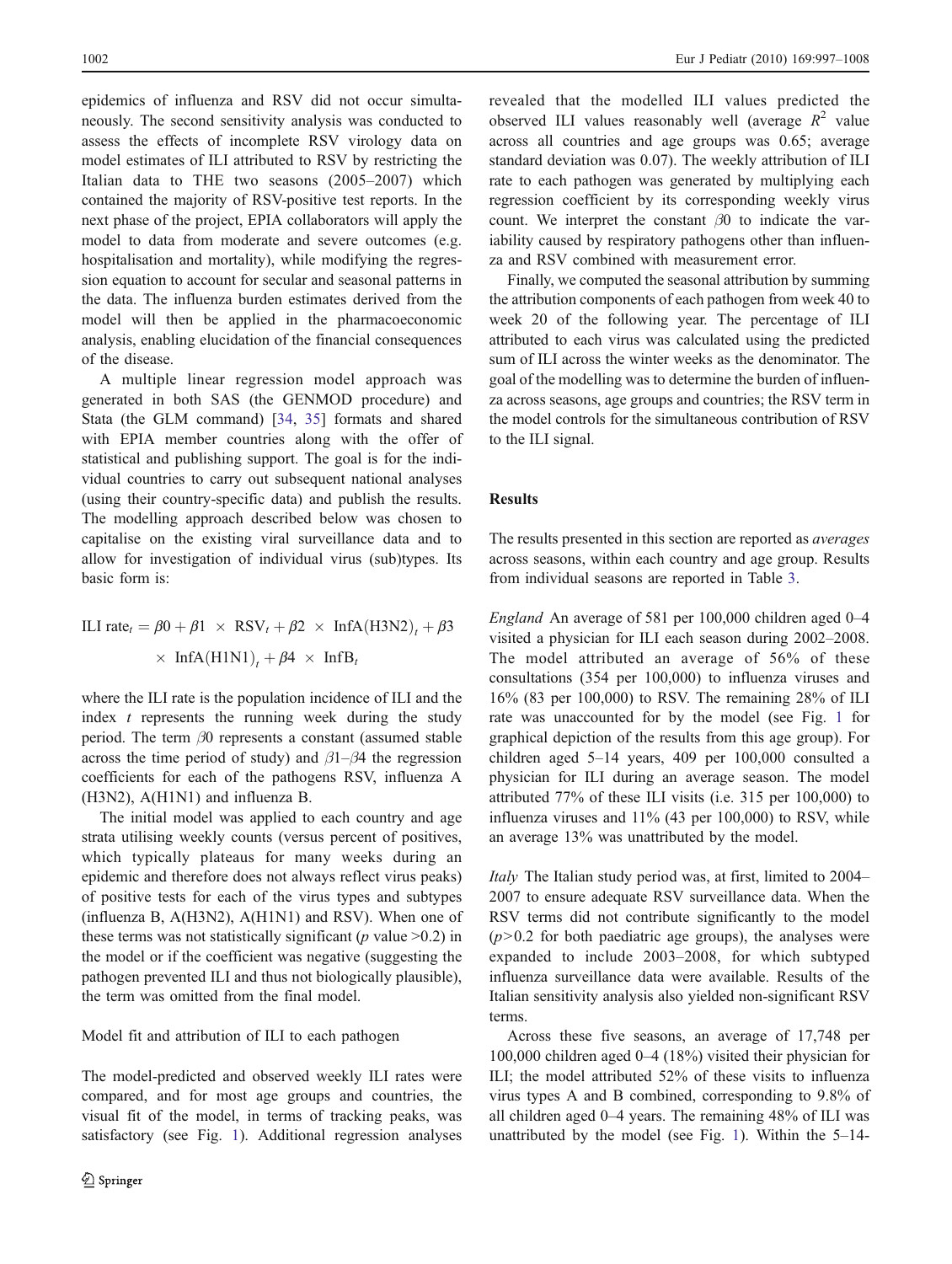epidemics of influenza and RSV did not occur simultaneously. The second sensitivity analysis was conducted to assess the effects of incomplete RSV virology data on model estimates of ILI attributed to RSV by restricting the Italian data to THE two seasons (2005–2007) which contained the majority of RSV-positive test reports. In the next phase of the project, EPIA collaborators will apply the model to data from moderate and severe outcomes (e.g. hospitalisation and mortality), while modifying the regression equation to account for secular and seasonal patterns in the data. The influenza burden estimates derived from the model will then be applied in the pharmacoeconomic analysis, enabling elucidation of the financial consequences of the disease.

A multiple linear regression model approach was generated in both SAS (the GENMOD procedure) and Stata (the GLM command) [34, 35] formats and shared with EPIA member countries along with the offer of statistical and publishing support. The goal is for the individual countries to carry out subsequent national analyses (using their country-specific data) and publish the results. The modelling approach described below was chosen to capitalise on the existing viral surveillance data and to allow for investigation of individual virus (sub)types. Its basic form is:

$$\text{ILI rate}_t = \beta0 + \beta1 \times \text{RSV}_t + \beta2 \times \text{InfA(H3N2)}_t + \beta3 \times \text{InfA(H1N1)}_t + \beta4 \times \text{InfB}_t$$

where the ILI rate is the population incidence of ILI and the index $t$ represents the running week during the study period. The term $\beta0$ represents a constant (assumed stable across the time period of study) and $\beta1$–$\beta4$ the regression coefficients for each of the pathogens RSV, influenza A (H3N2), A(H1N1) and influenza B.

The initial model was applied to each country and age strata utilising weekly counts (versus percent of positives, which typically plateaus for many weeks during an epidemic and therefore does not always reflect virus peaks) of positive tests for each of the virus types and subtypes (influenza B, A(H3N2), A(H1N1) and RSV). When one of these terms was not statistically significant ($p$ value >0.2) in the model or if the coefficient was negative (suggesting the pathogen prevented ILI and thus not biologically plausible), the term was omitted from the final model.

### Model fit and attribution of ILI to each pathogen

The model-predicted and observed weekly ILI rates were compared, and for most age groups and countries, the visual fit of the model, in terms of tracking peaks, was satisfactory (see Fig. 1). Additional regression analyses revealed that the modelled ILI values predicted the observed ILI values reasonably well (average $R^2$ value across all countries and age groups was 0.65; average standard deviation was 0.07). The weekly attribution of ILI rate to each pathogen was generated by multiplying each regression coefficient by its corresponding weekly virus count. We interpret the constant $\beta0$ to indicate the variability caused by respiratory pathogens other than influenza and RSV combined with measurement error.

Finally, we computed the seasonal attribution by summing the attribution components of each pathogen from week 40 to week 20 of the following year. The percentage of ILI attributed to each virus was calculated using the predicted sum of ILI across the winter weeks as the denominator. The goal of the modelling was to determine the burden of influenza across seasons, age groups and countries; the RSV term in the model controls for the simultaneous contribution of RSV to the ILI signal.

## Results

The results presented in this section are reported as *averages* across seasons, within each country and age group. Results from individual seasons are reported in Table 3.

*England* An average of 581 per 100,000 children aged 0–4 visited a physician for ILI each season during 2002–2008. The model attributed an average of 56% of these consultations (354 per 100,000) to influenza viruses and 16% (83 per 100,000) to RSV. The remaining 28% of ILI rate was unaccounted for by the model (see Fig. 1 for graphical depiction of the results from this age group). For children aged 5–14 years, 409 per 100,000 consulted a physician for ILI during an average season. The model attributed 77% of these ILI visits (i.e. 315 per 100,000) to influenza viruses and 11% (43 per 100,000) to RSV, while an average 13% was unattributed by the model.

*Italy* The Italian study period was, at first, limited to 2004–2007 to ensure adequate RSV surveillance data. When the RSV terms did not contribute significantly to the model ($p$>0.2 for both paediatric age groups), the analyses were expanded to include 2003–2008, for which subtyped influenza surveillance data were available. Results of the Italian sensitivity analysis also yielded non-significant RSV terms.

Across these five seasons, an average of 17,748 per 100,000 children aged 0–4 (18%) visited their physician for ILI; the model attributed 52% of these visits to influenza virus types A and B combined, corresponding to 9.8% of all children aged 0–4 years. The remaining 48% of ILI was unattributed by the model (see Fig. 1). Within the 5–14-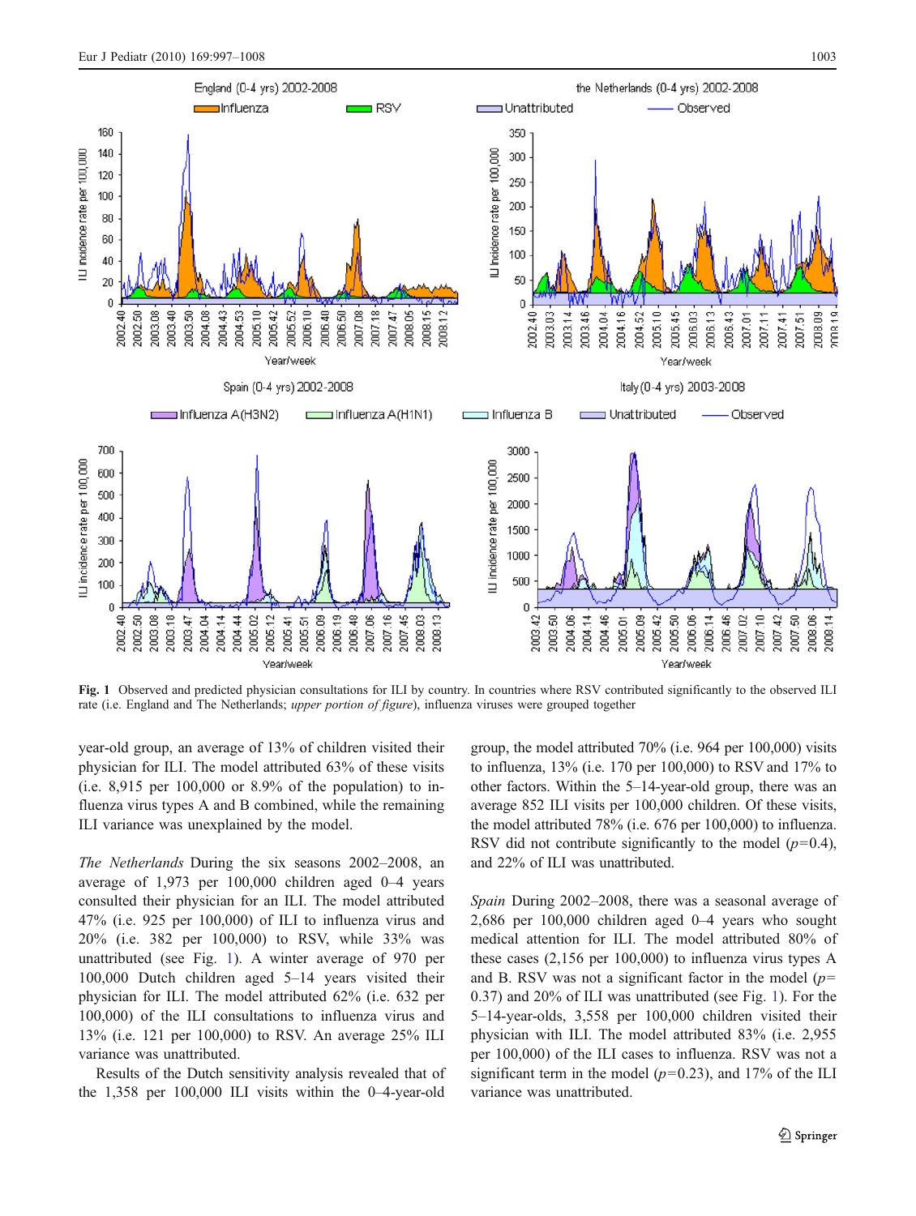**Fig. 1** Observed and predicted physician consultations for ILI by country. In countries where RSV contributed significantly to the observed ILI rate (i.e. England and The Netherlands; *upper portion of figure*), influenza viruses were grouped together

year-old group, an average of 13% of children visited their physician for ILI. The model attributed 63% of these visits (i.e. 8,915 per 100,000 or 8.9% of the population) to influenza virus types A and B combined, while the remaining ILI variance was unexplained by the model.

*The Netherlands* During the six seasons 2002–2008, an average of 1,973 per 100,000 children aged 0–4 years consulted their physician for an ILI. The model attributed 47% (i.e. 925 per 100,000) of ILI to influenza virus and 20% (i.e. 382 per 100,000) to RSV, while 33% was unattributed (see Fig. 1). A winter average of 970 per 100,000 Dutch children aged 5–14 years visited their physician for ILI. The model attributed 62% (i.e. 632 per 100,000) of the ILI consultations to influenza virus and 13% (i.e. 121 per 100,000) to RSV. An average 25% ILI variance was unattributed.

Results of the Dutch sensitivity analysis revealed that of the 1,358 per 100,000 ILI visits within the 0–4-year-old group, the model attributed 70% (i.e. 964 per 100,000) visits to influenza, 13% (i.e. 170 per 100,000) to RSV and 17% to other factors. Within the 5–14-year-old group, there was an average 852 ILI visits per 100,000 children. Of these visits, the model attributed 78% (i.e. 676 per 100,000) to influenza. RSV did not contribute significantly to the model ($p=0.4$), and 22% of ILI was unattributed.

*Spain* During 2002–2008, there was a seasonal average of 2,686 per 100,000 children aged 0–4 years who sought medical attention for ILI. The model attributed 80% of these cases (2,156 per 100,000) to influenza virus types A and B. RSV was not a significant factor in the model ($p=0.37$) and 20% of ILI was unattributed (see Fig. 1). For the 5–14-year-olds, 3,558 per 100,000 children visited their physician with ILI. The model attributed 83% (i.e. 2,955 per 100,000) of the ILI cases to influenza. RSV was not a significant term in the model ($p=0.23$), and 17% of the ILI variance was unattributed.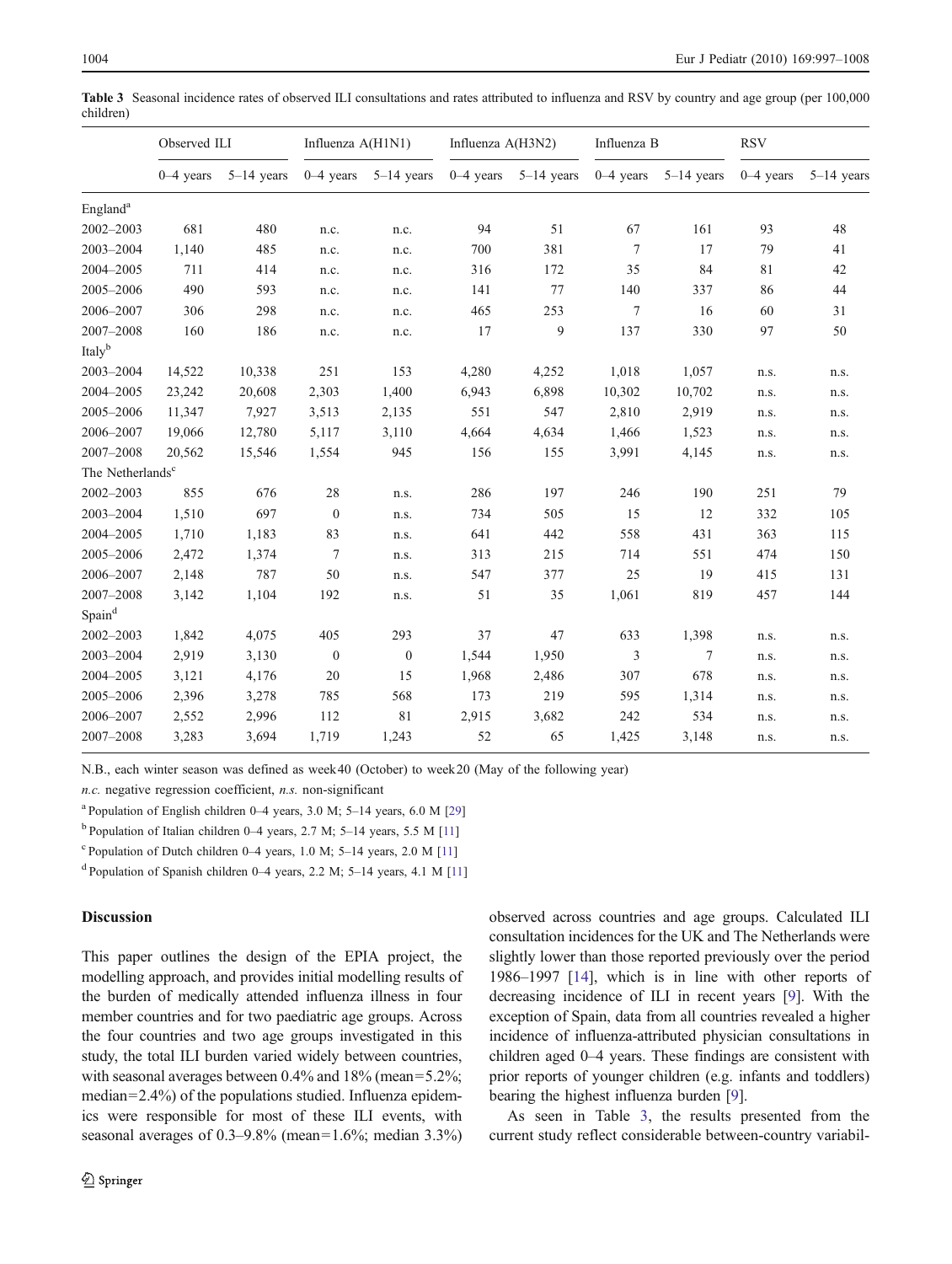**Table 3** Seasonal incidence rates of observed ILI consultations and rates attributed to influenza and RSV by country and age group (per 100,000 children)

| | Observed ILI | | Influenza A(H1N1) | | Influenza A(H3N2) | | Influenza B | | RSV | |
|---|---|---|---|---|---|---|---|---|---|---|
| | 0–4 years | 5–14 years | 0–4 years | 5–14 years | 0–4 years | 5–14 years | 0–4 years | 5–14 years | 0–4 years | 5–14 years |
| England[a] | | | | | | | | | | |
| 2002–2003 | 681 | 480 | n.c. | n.c. | 94 | 51 | 67 | 161 | 93 | 48 |
| 2003–2004 | 1,140 | 485 | n.c. | n.c. | 700 | 381 | 7 | 17 | 79 | 41 |
| 2004–2005 | 711 | 414 | n.c. | n.c. | 316 | 172 | 35 | 84 | 81 | 42 |
| 2005–2006 | 490 | 593 | n.c. | n.c. | 141 | 77 | 140 | 337 | 86 | 44 |
| 2006–2007 | 306 | 298 | n.c. | n.c. | 465 | 253 | 7 | 16 | 60 | 31 |
| 2007–2008 | 160 | 186 | n.c. | n.c. | 17 | 9 | 137 | 330 | 97 | 50 |
| Italy[b] | | | | | | | | | | |
| 2003–2004 | 14,522 | 10,338 | 251 | 153 | 4,280 | 4,252 | 1,018 | 1,057 | n.s. | n.s. |
| 2004–2005 | 23,242 | 20,608 | 2,303 | 1,400 | 6,943 | 6,898 | 10,302 | 10,702 | n.s. | n.s. |
| 2005–2006 | 11,347 | 7,927 | 3,513 | 2,135 | 551 | 547 | 2,810 | 2,919 | n.s. | n.s. |
| 2006–2007 | 19,066 | 12,780 | 5,117 | 3,110 | 4,664 | 4,634 | 1,466 | 1,523 | n.s. | n.s. |
| 2007–2008 | 20,562 | 15,546 | 1,554 | 945 | 156 | 155 | 3,991 | 4,145 | n.s. | n.s. |
| The Netherlands[c] | | | | | | | | | | |
| 2002–2003 | 855 | 676 | 28 | n.s. | 286 | 197 | 246 | 190 | 251 | 79 |
| 2003–2004 | 1,510 | 697 | 0 | n.s. | 734 | 505 | 15 | 12 | 332 | 105 |
| 2004–2005 | 1,710 | 1,183 | 83 | n.s. | 641 | 442 | 558 | 431 | 363 | 115 |
| 2005–2006 | 2,472 | 1,374 | 7 | n.s. | 313 | 215 | 714 | 551 | 474 | 150 |
| 2006–2007 | 2,148 | 787 | 50 | n.s. | 547 | 377 | 25 | 19 | 415 | 131 |
| 2007–2008 | 3,142 | 1,104 | 192 | n.s. | 51 | 35 | 1,061 | 819 | 457 | 144 |
| Spain[d] | | | | | | | | | | |
| 2002–2003 | 1,842 | 4,075 | 405 | 293 | 37 | 47 | 633 | 1,398 | n.s. | n.s. |
| 2003–2004 | 2,919 | 3,130 | 0 | 0 | 1,544 | 1,950 | 3 | 7 | n.s. | n.s. |
| 2004–2005 | 3,121 | 4,176 | 20 | 15 | 1,968 | 2,486 | 307 | 678 | n.s. | n.s. |
| 2005–2006 | 2,396 | 3,278 | 785 | 568 | 173 | 219 | 595 | 1,314 | n.s. | n.s. |
| 2006–2007 | 2,552 | 2,996 | 112 | 81 | 2,915 | 3,682 | 242 | 534 | n.s. | n.s. |
| 2007–2008 | 3,283 | 3,694 | 1,719 | 1,243 | 52 | 65 | 1,425 | 3,148 | n.s. | n.s. |

N.B., each winter season was defined as week 40 (October) to week 20 (May of the following year)

*n.c.* negative regression coefficient, *n.s.* non-significant

[a] Population of English children 0–4 years, 3.0 M; 5–14 years, 6.0 M [29]

[b] Population of Italian children 0–4 years, 2.7 M; 5–14 years, 5.5 M [11]

[c] Population of Dutch children 0–4 years, 1.0 M; 5–14 years, 2.0 M [11]

[d] Population of Spanish children 0–4 years, 2.2 M; 5–14 years, 4.1 M [11]

## Discussion

This paper outlines the design of the EPIA project, the modelling approach, and provides initial modelling results of the burden of medically attended influenza illness in four member countries and for two paediatric age groups. Across the four countries and two age groups investigated in this study, the total ILI burden varied widely between countries, with seasonal averages between 0.4% and 18% (mean=5.2%; median=2.4%) of the populations studied. Influenza epidemics were responsible for most of these ILI events, with seasonal averages of 0.3–9.8% (mean=1.6%; median 3.3%) observed across countries and age groups. Calculated ILI consultation incidences for the UK and The Netherlands were slightly lower than those reported previously over the period 1986–1997 [14], which is in line with other reports of decreasing incidence of ILI in recent years [9]. With the exception of Spain, data from all countries revealed a higher incidence of influenza-attributed physician consultations in children aged 0–4 years. These findings are consistent with prior reports of younger children (e.g. infants and toddlers) bearing the highest influenza burden [9].

As seen in Table 3, the results presented from the current study reflect considerable between-country variabil-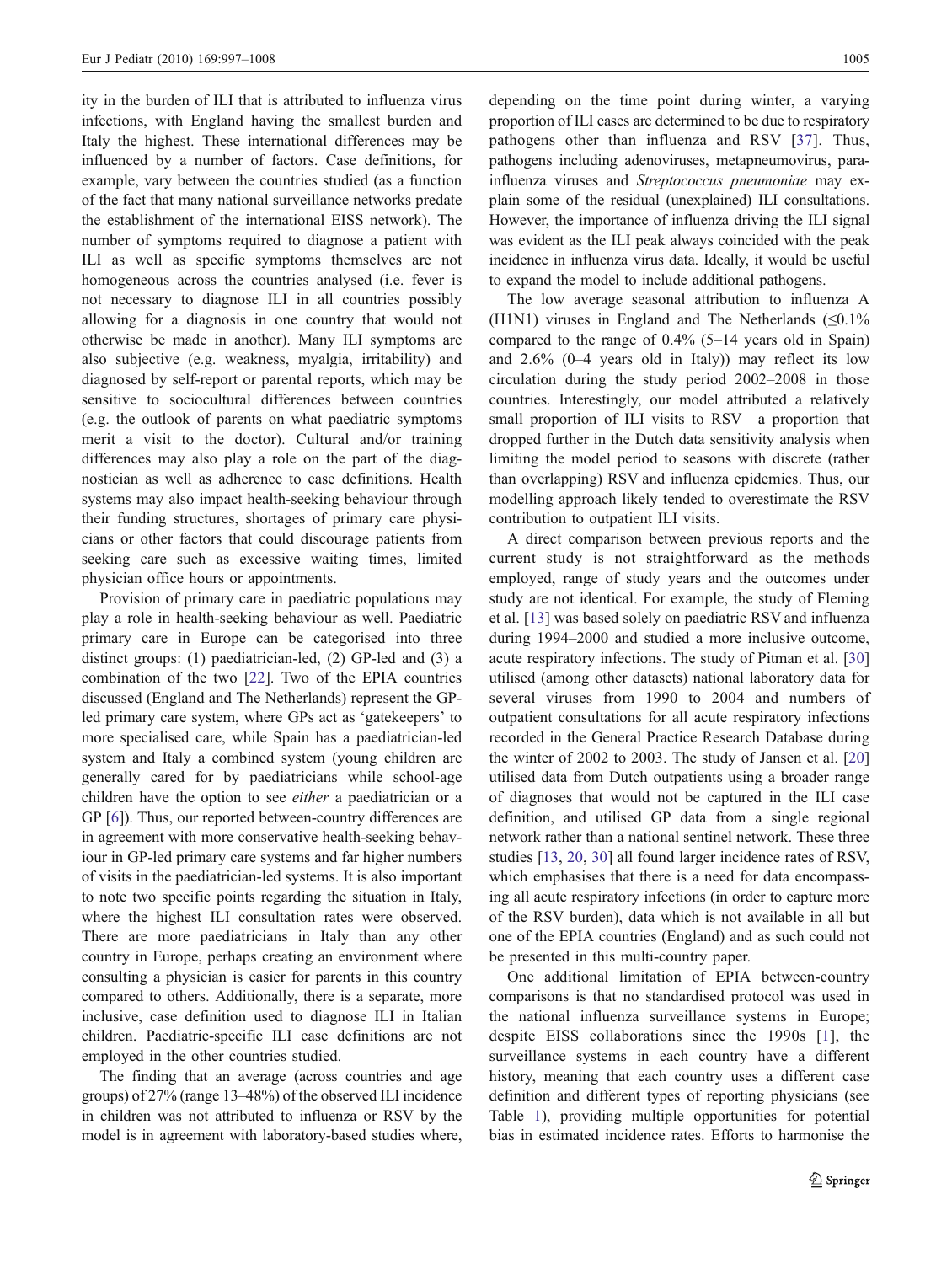ity in the burden of ILI that is attributed to influenza virus infections, with England having the smallest burden and Italy the highest. These international differences may be influenced by a number of factors. Case definitions, for example, vary between the countries studied (as a function of the fact that many national surveillance networks predate the establishment of the international EISS network). The number of symptoms required to diagnose a patient with ILI as well as specific symptoms themselves are not homogeneous across the countries analysed (i.e. fever is not necessary to diagnose ILI in all countries possibly allowing for a diagnosis in one country that would not otherwise be made in another). Many ILI symptoms are also subjective (e.g. weakness, myalgia, irritability) and diagnosed by self-report or parental reports, which may be sensitive to sociocultural differences between countries (e.g. the outlook of parents on what paediatric symptoms merit a visit to the doctor). Cultural and/or training differences may also play a role on the part of the diagnostician as well as adherence to case definitions. Health systems may also impact health-seeking behaviour through their funding structures, shortages of primary care physicians or other factors that could discourage patients from seeking care such as excessive waiting times, limited physician office hours or appointments.

Provision of primary care in paediatric populations may play a role in health-seeking behaviour as well. Paediatric primary care in Europe can be categorised into three distinct groups: (1) paediatrician-led, (2) GP-led and (3) a combination of the two [22]. Two of the EPIA countries discussed (England and The Netherlands) represent the GP-led primary care system, where GPs act as 'gatekeepers' to more specialised care, while Spain has a paediatrician-led system and Italy a combined system (young children are generally cared for by paediatricians while school-age children have the option to see *either* a paediatrician or a GP [6]). Thus, our reported between-country differences are in agreement with more conservative health-seeking behaviour in GP-led primary care systems and far higher numbers of visits in the paediatrician-led systems. It is also important to note two specific points regarding the situation in Italy, where the highest ILI consultation rates were observed. There are more paediatricians in Italy than any other country in Europe, perhaps creating an environment where consulting a physician is easier for parents in this country compared to others. Additionally, there is a separate, more inclusive, case definition used to diagnose ILI in Italian children. Paediatric-specific ILI case definitions are not employed in the other countries studied.

The finding that an average (across countries and age groups) of 27% (range 13–48%) of the observed ILI incidence in children was not attributed to influenza or RSV by the model is in agreement with laboratory-based studies where, depending on the time point during winter, a varying proportion of ILI cases are determined to be due to respiratory pathogens other than influenza and RSV [37]. Thus, pathogens including adenoviruses, metapneumovirus, parainfluenza viruses and *Streptococcus pneumoniae* may explain some of the residual (unexplained) ILI consultations. However, the importance of influenza driving the ILI signal was evident as the ILI peak always coincided with the peak incidence in influenza virus data. Ideally, it would be useful to expand the model to include additional pathogens.

The low average seasonal attribution to influenza A (H1N1) viruses in England and The Netherlands ($\leq$0.1% compared to the range of 0.4% (5–14 years old in Spain) and 2.6% (0–4 years old in Italy)) may reflect its low circulation during the study period 2002–2008 in those countries. Interestingly, our model attributed a relatively small proportion of ILI visits to RSV—a proportion that dropped further in the Dutch data sensitivity analysis when limiting the model period to seasons with discrete (rather than overlapping) RSV and influenza epidemics. Thus, our modelling approach likely tended to overestimate the RSV contribution to outpatient ILI visits.

A direct comparison between previous reports and the current study is not straightforward as the methods employed, range of study years and the outcomes under study are not identical. For example, the study of Fleming et al. [13] was based solely on paediatric RSV and influenza during 1994–2000 and studied a more inclusive outcome, acute respiratory infections. The study of Pitman et al. [30] utilised (among other datasets) national laboratory data for several viruses from 1990 to 2004 and numbers of outpatient consultations for all acute respiratory infections recorded in the General Practice Research Database during the winter of 2002 to 2003. The study of Jansen et al. [20] utilised data from Dutch outpatients using a broader range of diagnoses that would not be captured in the ILI case definition, and utilised GP data from a single regional network rather than a national sentinel network. These three studies [13, 20, 30] all found larger incidence rates of RSV, which emphasises that there is a need for data encompassing all acute respiratory infections (in order to capture more of the RSV burden), data which is not available in all but one of the EPIA countries (England) and as such could not be presented in this multi-country paper.

One additional limitation of EPIA between-country comparisons is that no standardised protocol was used in the national influenza surveillance systems in Europe; despite EISS collaborations since the 1990s [1], the surveillance systems in each country have a different history, meaning that each country uses a different case definition and different types of reporting physicians (see Table 1), providing multiple opportunities for potential bias in estimated incidence rates. Efforts to harmonise the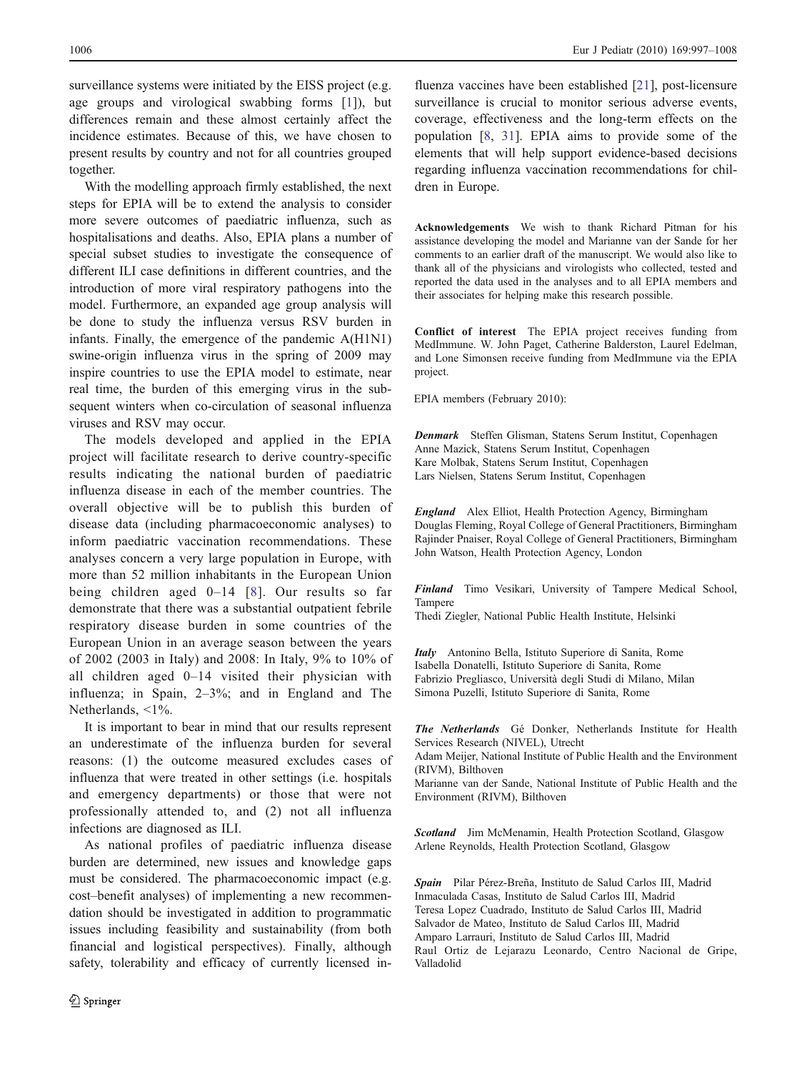surveillance systems were initiated by the EISS project (e.g. age groups and virological swabbing forms [1]), but differences remain and these almost certainly affect the incidence estimates. Because of this, we have chosen to present results by country and not for all countries grouped together.

With the modelling approach firmly established, the next steps for EPIA will be to extend the analysis to consider more severe outcomes of paediatric influenza, such as hospitalisations and deaths. Also, EPIA plans a number of special subset studies to investigate the consequence of different ILI case definitions in different countries, and the introduction of more viral respiratory pathogens into the model. Furthermore, an expanded age group analysis will be done to study the influenza versus RSV burden in infants. Finally, the emergence of the pandemic A(H1N1) swine-origin influenza virus in the spring of 2009 may inspire countries to use the EPIA model to estimate, near real time, the burden of this emerging virus in the subsequent winters when co-circulation of seasonal influenza viruses and RSV may occur.

The models developed and applied in the EPIA project will facilitate research to derive country-specific results indicating the national burden of paediatric influenza disease in each of the member countries. The overall objective will be to publish this burden of disease data (including pharmacoeconomic analyses) to inform paediatric vaccination recommendations. These analyses concern a very large population in Europe, with more than 52 million inhabitants in the European Union being children aged 0–14 [8]. Our results so far demonstrate that there was a substantial outpatient febrile respiratory disease burden in some countries of the European Union in an average season between the years of 2002 (2003 in Italy) and 2008: In Italy, 9% to 10% of all children aged 0–14 visited their physician with influenza; in Spain, 2–3%; and in England and The Netherlands, <1%.

It is important to bear in mind that our results represent an underestimate of the influenza burden for several reasons: (1) the outcome measured excludes cases of influenza that were treated in other settings (i.e. hospitals and emergency departments) or those that were not professionally attended to, and (2) not all influenza infections are diagnosed as ILI.

As national profiles of paediatric influenza disease burden are determined, new issues and knowledge gaps must be considered. The pharmacoeconomic impact (e.g. cost–benefit analyses) of implementing a new recommendation should be investigated in addition to programmatic issues including feasibility and sustainability (from both financial and logistical perspectives). Finally, although safety, tolerability and efficacy of currently licensed influenza vaccines have been established [21], post-licensure surveillance is crucial to monitor serious adverse events, coverage, effectiveness and the long-term effects on the population [8, 31]. EPIA aims to provide some of the elements that will help support evidence-based decisions regarding influenza vaccination recommendations for children in Europe.

**Acknowledgements** We wish to thank Richard Pitman for his assistance developing the model and Marianne van der Sande for her comments to an earlier draft of the manuscript. We would also like to thank all of the physicians and virologists who collected, tested and reported the data used in the analyses and to all EPIA members and their associates for helping make this research possible.

**Conflict of interest** The EPIA project receives funding from MedImmune. W. John Paget, Catherine Balderston, Laurel Edelman, and Lone Simonsen receive funding from MedImmune via the EPIA project.

EPIA members (February 2010):

***Denmark*** Steffen Glisman, Statens Serum Institut, Copenhagen
Anne Mazick, Statens Serum Institut, Copenhagen
Kare Molbak, Statens Serum Institut, Copenhagen
Lars Nielsen, Statens Serum Institut, Copenhagen

***England*** Alex Elliot, Health Protection Agency, Birmingham
Douglas Fleming, Royal College of General Practitioners, Birmingham
Rajinder Pnaiser, Royal College of General Practitioners, Birmingham
John Watson, Health Protection Agency, London

***Finland*** Timo Vesikari, University of Tampere Medical School, Tampere
Thedi Ziegler, National Public Health Institute, Helsinki

***Italy*** Antonino Bella, Istituto Superiore di Sanita, Rome
Isabella Donatelli, Istituto Superiore di Sanita, Rome
Fabrizio Pregliasco, Università degli Studi di Milano, Milan
Simona Puzelli, Istituto Superiore di Sanita, Rome

***The Netherlands*** Gé Donker, Netherlands Institute for Health Services Research (NIVEL), Utrecht
Adam Meijer, National Institute of Public Health and the Environment (RIVM), Bilthoven
Marianne van der Sande, National Institute of Public Health and the Environment (RIVM), Bilthoven

***Scotland*** Jim McMenamin, Health Protection Scotland, Glasgow
Arlene Reynolds, Health Protection Scotland, Glasgow

***Spain*** Pilar Pérez-Breña, Instituto de Salud Carlos III, Madrid
Inmaculada Casas, Instituto de Salud Carlos III, Madrid
Teresa Lopez Cuadrado, Instituto de Salud Carlos III, Madrid
Salvador de Mateo, Instituto de Salud Carlos III, Madrid
Amparo Larrauri, Instituto de Salud Carlos III, Madrid
Raul Ortiz de Lejarazu Leonardo, Centro Nacional de Gripe, Valladolid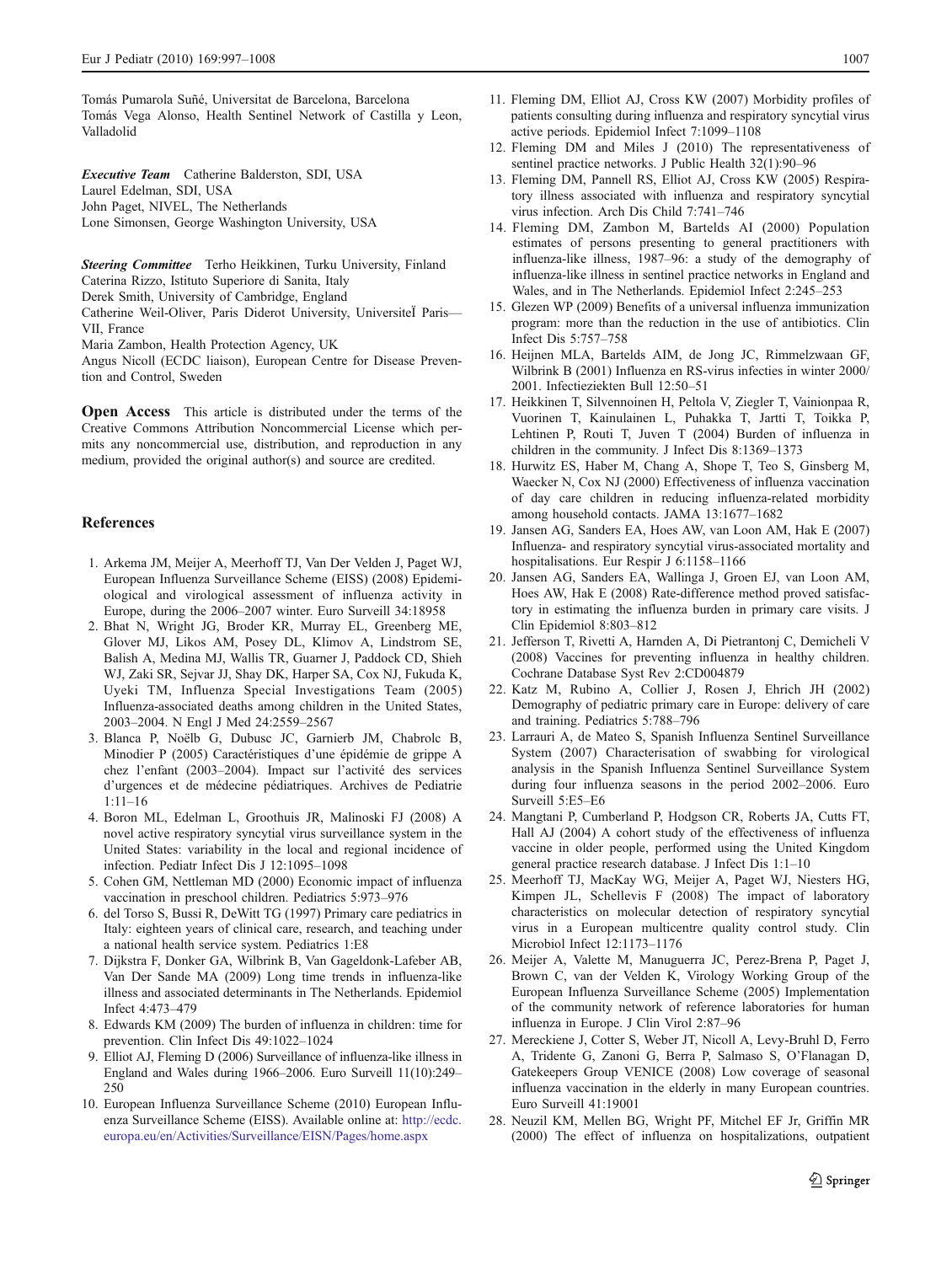Tomás Pumarola Suñé, Universitat de Barcelona, Barcelona
Tomás Vega Alonso, Health Sentinel Network of Castilla y Leon, Valladolid

***Executive Team*** Catherine Balderston, SDI, USA
Laurel Edelman, SDI, USA
John Paget, NIVEL, The Netherlands
Lone Simonsen, George Washington University, USA

***Steering Committee*** Terho Heikkinen, Turku University, Finland
Caterina Rizzo, Istituto Superiore di Sanita, Italy
Derek Smith, University of Cambridge, England
Catherine Weil-Oliver, Paris Diderot University, UniversiteЇ Paris—VII, France
Maria Zambon, Health Protection Agency, UK
Angus Nicoll (ECDC liaison), European Centre for Disease Prevention and Control, Sweden

**Open Access** This article is distributed under the terms of the Creative Commons Attribution Noncommercial License which permits any noncommercial use, distribution, and reproduction in any medium, provided the original author(s) and source are credited.

## References

1. Arkema JM, Meijer A, Meerhoff TJ, Van Der Velden J, Paget WJ, European Influenza Surveillance Scheme (EISS) (2008) Epidemiological and virological assessment of influenza activity in Europe, during the 2006–2007 winter. Euro Surveill 34:18958
2. Bhat N, Wright JG, Broder KR, Murray EL, Greenberg ME, Glover MJ, Likos AM, Posey DL, Klimov A, Lindstrom SE, Balish A, Medina MJ, Wallis TR, Guarner J, Paddock CD, Shieh WJ, Zaki SR, Sejvar JJ, Shay DK, Harper SA, Cox NJ, Fukuda K, Uyeki TM, Influenza Special Investigations Team (2005) Influenza-associated deaths among children in the United States, 2003–2004. N Engl J Med 24:2559–2567
3. Blanca P, Noëlb G, Dubusc JC, Garnierb JM, Chabrolc B, Minodier P (2005) Caractéristiques d'une épidémie de grippe A chez l'enfant (2003–2004). Impact sur l'activité des services d'urgences et de médecine pédiatriques. Archives de Pediatrie 1:11–16
4. Boron ML, Edelman L, Groothuis JR, Malinoski FJ (2008) A novel active respiratory syncytial virus surveillance system in the United States: variability in the local and regional incidence of infection. Pediatr Infect Dis J 12:1095–1098
5. Cohen GM, Nettleman MD (2000) Economic impact of influenza vaccination in preschool children. Pediatrics 5:973–976
6. del Torso S, Bussi R, DeWitt TG (1997) Primary care pediatrics in Italy: eighteen years of clinical care, research, and teaching under a national health service system. Pediatrics 1:E8
7. Dijkstra F, Donker GA, Wilbrink B, Van Gageldonk-Lafeber AB, Van Der Sande MA (2009) Long time trends in influenza-like illness and associated determinants in The Netherlands. Epidemiol Infect 4:473–479
8. Edwards KM (2009) The burden of influenza in children: time for prevention. Clin Infect Dis 49:1022–1024
9. Elliot AJ, Fleming D (2006) Surveillance of influenza-like illness in England and Wales during 1966–2006. Euro Surveill 11(10):249–250
10. European Influenza Surveillance Scheme (2010) European Influenza Surveillance Scheme (EISS). Available online at: http://ecdc.europa.eu/en/Activities/Surveillance/EISN/Pages/home.aspx
11. Fleming DM, Elliot AJ, Cross KW (2007) Morbidity profiles of patients consulting during influenza and respiratory syncytial virus active periods. Epidemiol Infect 7:1099–1108
12. Fleming DM and Miles J (2010) The representativeness of sentinel practice networks. J Public Health 32(1):90–96
13. Fleming DM, Pannell RS, Elliot AJ, Cross KW (2005) Respiratory illness associated with influenza and respiratory syncytial virus infection. Arch Dis Child 7:741–746
14. Fleming DM, Zambon M, Bartelds AI (2000) Population estimates of persons presenting to general practitioners with influenza-like illness, 1987–96: a study of the demography of influenza-like illness in sentinel practice networks in England and Wales, and in The Netherlands. Epidemiol Infect 2:245–253
15. Glezen WP (2009) Benefits of a universal influenza immunization program: more than the reduction in the use of antibiotics. Clin Infect Dis 5:757–758
16. Heijnen MLA, Bartelds AIM, de Jong JC, Rimmelzwaan GF, Wilbrink B (2001) Influenza en RS-virus infecties in winter 2000/2001. Infectieziekten Bull 12:50–51
17. Heikkinen T, Silvennoinen H, Peltola V, Ziegler T, Vainionpaa R, Vuorinen T, Kainulainen L, Puhakka T, Jartti T, Toikka P, Lehtinen P, Routi T, Juven T (2004) Burden of influenza in children in the community. J Infect Dis 8:1369–1373
18. Hurwitz ES, Haber M, Chang A, Shope T, Teo S, Ginsberg M, Waecker N, Cox NJ (2000) Effectiveness of influenza vaccination of day care children in reducing influenza-related morbidity among household contacts. JAMA 13:1677–1682
19. Jansen AG, Sanders EA, Hoes AW, van Loon AM, Hak E (2007) Influenza- and respiratory syncytial virus-associated mortality and hospitalisations. Eur Respir J 6:1158–1166
20. Jansen AG, Sanders EA, Wallinga J, Groen EJ, van Loon AM, Hoes AW, Hak E (2008) Rate-difference method proved satisfactory in estimating the influenza burden in primary care visits. J Clin Epidemiol 8:803–812
21. Jefferson T, Rivetti A, Harnden A, Di Pietrantonj C, Demicheli V (2008) Vaccines for preventing influenza in healthy children. Cochrane Database Syst Rev 2:CD004879
22. Katz M, Rubino A, Collier J, Rosen J, Ehrich JH (2002) Demography of pediatric primary care in Europe: delivery of care and training. Pediatrics 5:788–796
23. Larrauri A, de Mateo S, Spanish Influenza Sentinel Surveillance System (2007) Characterisation of swabbing for virological analysis in the Spanish Influenza Sentinel Surveillance System during four influenza seasons in the period 2002–2006. Euro Surveill 5:E5–E6
24. Mangtani P, Cumberland P, Hodgson CR, Roberts JA, Cutts FT, Hall AJ (2004) A cohort study of the effectiveness of influenza vaccine in older people, performed using the United Kingdom general practice research database. J Infect Dis 1:1–10
25. Meerhoff TJ, MacKay WG, Meijer A, Paget WJ, Niesters HG, Kimpen JL, Schellevis F (2008) The impact of laboratory characteristics on molecular detection of respiratory syncytial virus in a European multicentre quality control study. Clin Microbiol Infect 12:1173–1176
26. Meijer A, Valette M, Manuguerra JC, Perez-Brena P, Paget J, Brown C, van der Velden K, Virology Working Group of the European Influenza Surveillance Scheme (2005) Implementation of the community network of reference laboratories for human influenza in Europe. J Clin Virol 2:87–96
27. Mereckiene J, Cotter S, Weber JT, Nicoll A, Levy-Bruhl D, Ferro A, Tridente G, Zanoni G, Berra P, Salmaso S, O'Flanagan D, Gatekeepers Group VENICE (2008) Low coverage of seasonal influenza vaccination in the elderly in many European countries. Euro Surveill 41:19001
28. Neuzil KM, Mellen BG, Wright PF, Mitchel EF Jr, Griffin MR (2000) The effect of influenza on hospitalizations, outpatient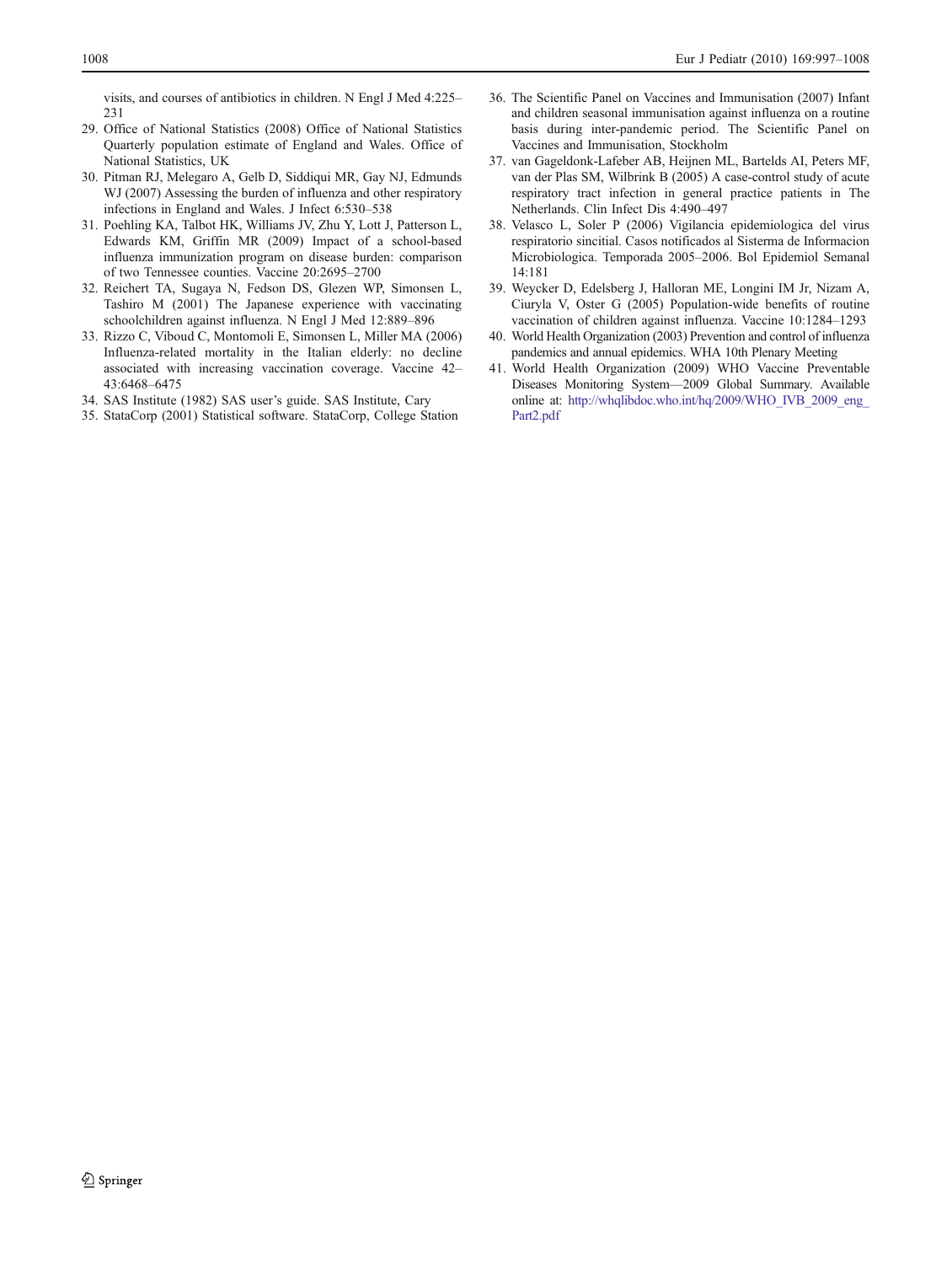visits, and courses of antibiotics in children. N Engl J Med 4:225–231

29. Office of National Statistics (2008) Office of National Statistics Quarterly population estimate of England and Wales. Office of National Statistics, UK
30. Pitman RJ, Melegaro A, Gelb D, Siddiqui MR, Gay NJ, Edmunds WJ (2007) Assessing the burden of influenza and other respiratory infections in England and Wales. J Infect 6:530–538
31. Poehling KA, Talbot HK, Williams JV, Zhu Y, Lott J, Patterson L, Edwards KM, Griffin MR (2009) Impact of a school-based influenza immunization program on disease burden: comparison of two Tennessee counties. Vaccine 20:2695–2700
32. Reichert TA, Sugaya N, Fedson DS, Glezen WP, Simonsen L, Tashiro M (2001) The Japanese experience with vaccinating schoolchildren against influenza. N Engl J Med 12:889–896
33. Rizzo C, Viboud C, Montomoli E, Simonsen L, Miller MA (2006) Influenza-related mortality in the Italian elderly: no decline associated with increasing vaccination coverage. Vaccine 42–43:6468–6475
34. SAS Institute (1982) SAS user's guide. SAS Institute, Cary
35. StataCorp (2001) Statistical software. StataCorp, College Station
36. The Scientific Panel on Vaccines and Immunisation (2007) Infant and children seasonal immunisation against influenza on a routine basis during inter-pandemic period. The Scientific Panel on Vaccines and Immunisation, Stockholm
37. van Gageldonk-Lafeber AB, Heijnen ML, Bartelds AI, Peters MF, van der Plas SM, Wilbrink B (2005) A case-control study of acute respiratory tract infection in general practice patients in The Netherlands. Clin Infect Dis 4:490–497
38. Velasco L, Soler P (2006) Vigilancia epidemiologica del virus respiratorio sincitial. Casos notificados al Sisterma de Informacion Microbiologica. Temporada 2005–2006. Bol Epidemiol Semanal 14:181
39. Weycker D, Edelsberg J, Halloran ME, Longini IM Jr, Nizam A, Ciuryla V, Oster G (2005) Population-wide benefits of routine vaccination of children against influenza. Vaccine 10:1284–1293
40. World Health Organization (2003) Prevention and control of influenza pandemics and annual epidemics. WHA 10th Plenary Meeting
41. World Health Organization (2009) WHO Vaccine Preventable Diseases Monitoring System—2009 Global Summary. Available online at: http://whqlibdoc.who.int/hq/2009/WHO_IVB_2009_eng_Part2.pdf